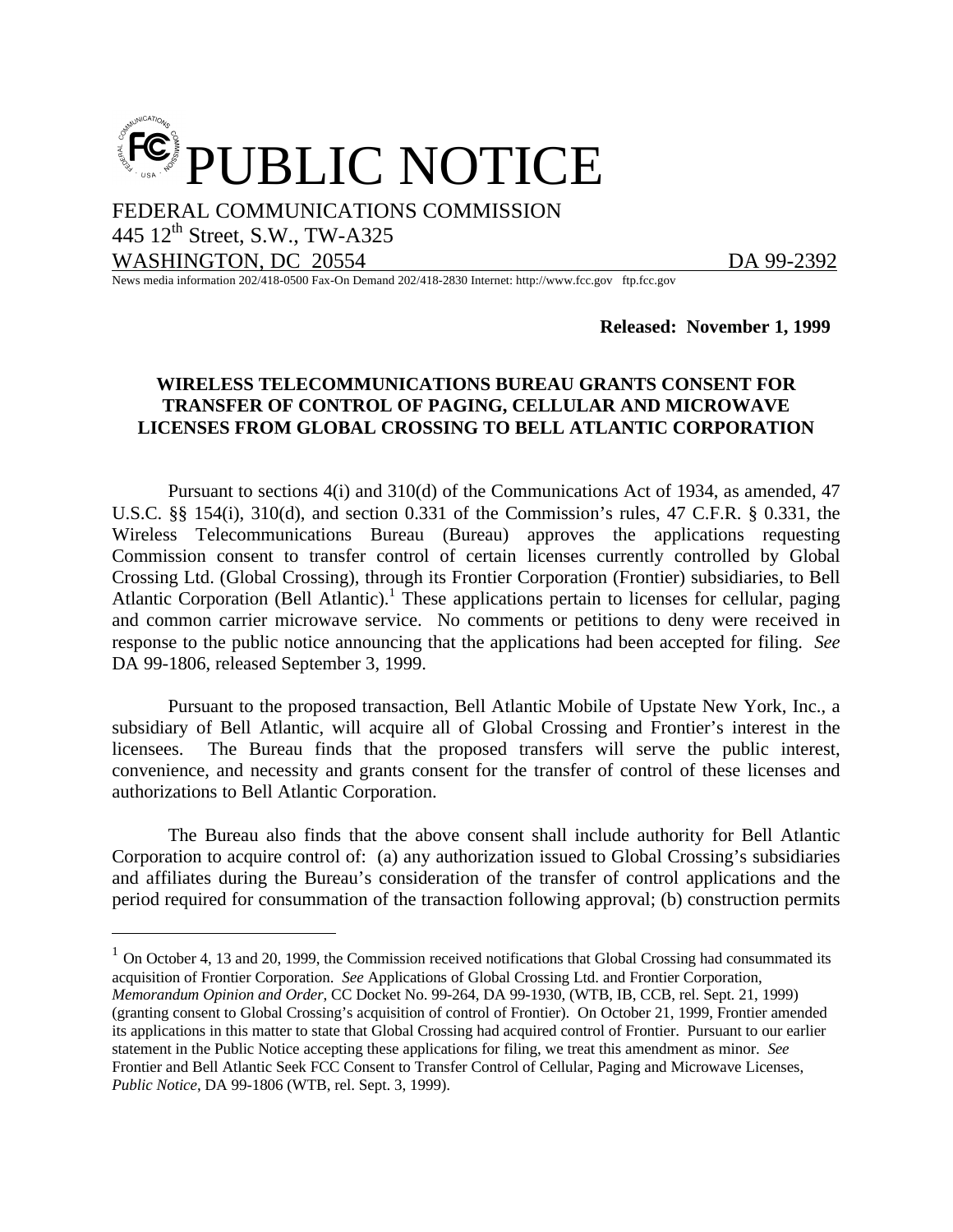# PUBLIC NOTICE

FEDERAL COMMUNICATIONS COMMISSION
445 12th Street, S.W., TW-A325
WASHINGTON, DC 20554 DA 99-2392

News media information 202/418-0500 Fax-On Demand 202/418-2830 Internet: http://www.fcc.gov ftp.fcc.gov

**Released: November 1, 1999**

**WIRELESS TELECOMMUNICATIONS BUREAU GRANTS CONSENT FOR TRANSFER OF CONTROL OF PAGING, CELLULAR AND MICROWAVE LICENSES FROM GLOBAL CROSSING TO BELL ATLANTIC CORPORATION**

Pursuant to sections 4(i) and 310(d) of the Communications Act of 1934, as amended, 47 U.S.C. §§ 154(i), 310(d), and section 0.331 of the Commission's rules, 47 C.F.R. § 0.331, the Wireless Telecommunications Bureau (Bureau) approves the applications requesting Commission consent to transfer control of certain licenses currently controlled by Global Crossing Ltd. (Global Crossing), through its Frontier Corporation (Frontier) subsidiaries, to Bell Atlantic Corporation (Bell Atlantic).[1] These applications pertain to licenses for cellular, paging and common carrier microwave service. No comments or petitions to deny were received in response to the public notice announcing that the applications had been accepted for filing. *See* DA 99-1806, released September 3, 1999.

Pursuant to the proposed transaction, Bell Atlantic Mobile of Upstate New York, Inc., a subsidiary of Bell Atlantic, will acquire all of Global Crossing and Frontier's interest in the licensees. The Bureau finds that the proposed transfers will serve the public interest, convenience, and necessity and grants consent for the transfer of control of these licenses and authorizations to Bell Atlantic Corporation.

The Bureau also finds that the above consent shall include authority for Bell Atlantic Corporation to acquire control of: (a) any authorization issued to Global Crossing's subsidiaries and affiliates during the Bureau's consideration of the transfer of control applications and the period required for consummation of the transaction following approval; (b) construction permits

[1] On October 4, 13 and 20, 1999, the Commission received notifications that Global Crossing had consummated its acquisition of Frontier Corporation. *See* Applications of Global Crossing Ltd. and Frontier Corporation, *Memorandum Opinion and Order*, CC Docket No. 99-264, DA 99-1930, (WTB, IB, CCB, rel. Sept. 21, 1999) (granting consent to Global Crossing's acquisition of control of Frontier). On October 21, 1999, Frontier amended its applications in this matter to state that Global Crossing had acquired control of Frontier. Pursuant to our earlier statement in the Public Notice accepting these applications for filing, we treat this amendment as minor. *See* Frontier and Bell Atlantic Seek FCC Consent to Transfer Control of Cellular, Paging and Microwave Licenses, *Public Notice*, DA 99-1806 (WTB, rel. Sept. 3, 1999).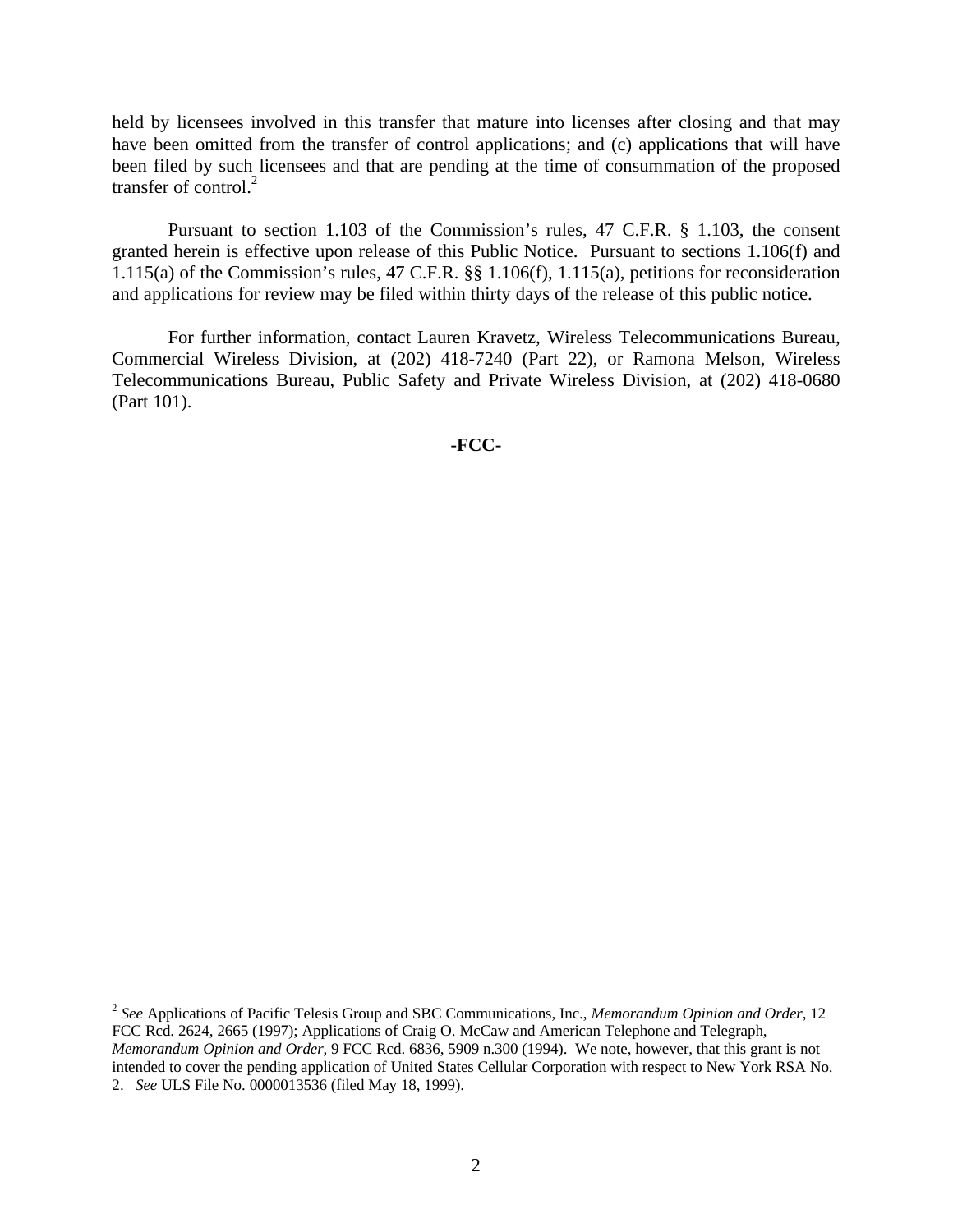held by licensees involved in this transfer that mature into licenses after closing and that may have been omitted from the transfer of control applications; and (c) applications that will have been filed by such licensees and that are pending at the time of consummation of the proposed transfer of control.[2]

Pursuant to section 1.103 of the Commission's rules, 47 C.F.R. § 1.103, the consent granted herein is effective upon release of this Public Notice. Pursuant to sections 1.106(f) and 1.115(a) of the Commission's rules, 47 C.F.R. §§ 1.106(f), 1.115(a), petitions for reconsideration and applications for review may be filed within thirty days of the release of this public notice.

For further information, contact Lauren Kravetz, Wireless Telecommunications Bureau, Commercial Wireless Division, at (202) 418-7240 (Part 22), or Ramona Melson, Wireless Telecommunications Bureau, Public Safety and Private Wireless Division, at (202) 418-0680 (Part 101).

**-FCC-**

---

[2] *See* Applications of Pacific Telesis Group and SBC Communications, Inc., *Memorandum Opinion and Order*, 12 FCC Rcd. 2624, 2665 (1997); Applications of Craig O. McCaw and American Telephone and Telegraph, *Memorandum Opinion and Order*, 9 FCC Rcd. 6836, 5909 n.300 (1994). We note, however, that this grant is not intended to cover the pending application of United States Cellular Corporation with respect to New York RSA No. 2. *See* ULS File No. 0000013536 (filed May 18, 1999).